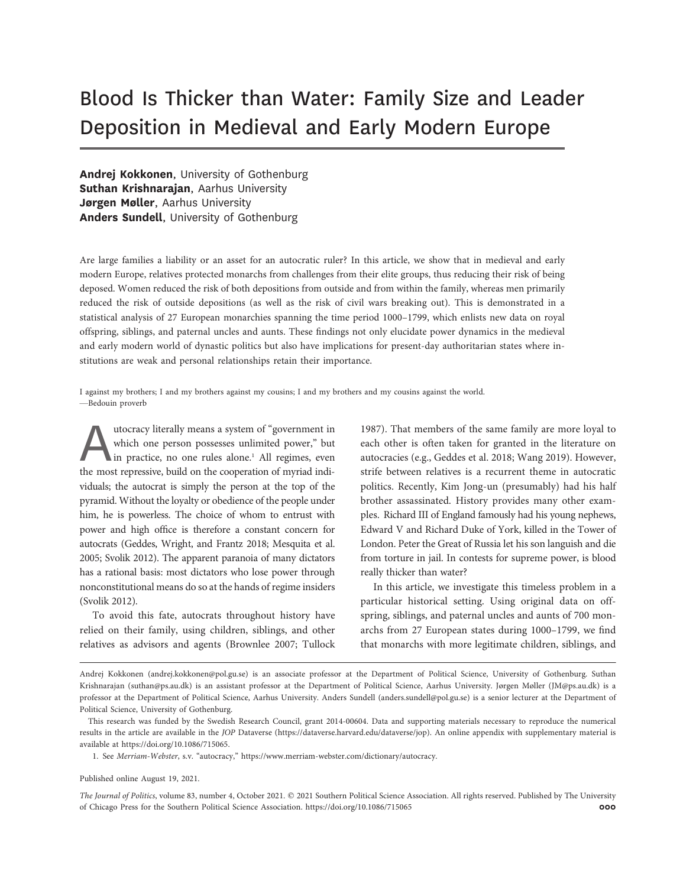# Blood Is Thicker than Water: Family Size and Leader Deposition in Medieval and Early Modern Europe

**Andrej Kokkonen**, University of Gothenburg
**Suthan Krishnarajan**, Aarhus University
**Jørgen Møller**, Aarhus University
**Anders Sundell**, University of Gothenburg

Are large families a liability or an asset for an autocratic ruler? In this article, we show that in medieval and early modern Europe, relatives protected monarchs from challenges from their elite groups, thus reducing their risk of being deposed. Women reduced the risk of both depositions from outside and from within the family, whereas men primarily reduced the risk of outside depositions (as well as the risk of civil wars breaking out). This is demonstrated in a statistical analysis of 27 European monarchies spanning the time period 1000–1799, which enlists new data on royal offspring, siblings, and paternal uncles and aunts. These findings not only elucidate power dynamics in the medieval and early modern world of dynastic politics but also have implications for present-day authoritarian states where institutions are weak and personal relationships retain their importance.

I against my brothers; I and my brothers against my cousins; I and my brothers and my cousins against the world.
—Bedouin proverb

Autocracy literally means a system of "government in which one person possesses unlimited power," but in practice, no one rules alone.[1] All regimes, even the most repressive, build on the cooperation of myriad individuals; the autocrat is simply the person at the top of the pyramid. Without the loyalty or obedience of the people under him, he is powerless. The choice of whom to entrust with power and high office is therefore a constant concern for autocrats (Geddes, Wright, and Frantz 2018; Mesquita et al. 2005; Svolik 2012). The apparent paranoia of many dictators has a rational basis: most dictators who lose power through nonconstitutional means do so at the hands of regime insiders (Svolik 2012).

To avoid this fate, autocrats throughout history have relied on their family, using children, siblings, and other relatives as advisors and agents (Brownlee 2007; Tullock 1987). That members of the same family are more loyal to each other is often taken for granted in the literature on autocracies (e.g., Geddes et al. 2018; Wang 2019). However, strife between relatives is a recurrent theme in autocratic politics. Recently, Kim Jong-un (presumably) had his half brother assassinated. History provides many other examples. Richard III of England famously had his young nephews, Edward V and Richard Duke of York, killed in the Tower of London. Peter the Great of Russia let his son languish and die from torture in jail. In contests for supreme power, is blood really thicker than water?

In this article, we investigate this timeless problem in a particular historical setting. Using original data on offspring, siblings, and paternal uncles and aunts of 700 monarchs from 27 European states during 1000–1799, we find that monarchs with more legitimate children, siblings, and

---

Andrej Kokkonen (andrej.kokkonen@pol.gu.se) is an associate professor at the Department of Political Science, University of Gothenburg. Suthan Krishnarajan (suthan@ps.au.dk) is an assistant professor at the Department of Political Science, Aarhus University. Jørgen Møller (JM@ps.au.dk) is a professor at the Department of Political Science, Aarhus University. Anders Sundell (anders.sundell@pol.gu.se) is a senior lecturer at the Department of Political Science, University of Gothenburg.

This research was funded by the Swedish Research Council, grant 2014-00604. Data and supporting materials necessary to reproduce the numerical results in the article are available in the *JOP* Dataverse (https://dataverse.harvard.edu/dataverse/jop). An online appendix with supplementary material is available at https://doi.org/10.1086/715065.

1. See *Merriam-Webster*, s.v. "autocracy," https://www.merriam-webster.com/dictionary/autocracy.

Published online August 19, 2021.

*The Journal of Politics*, volume 83, number 4, October 2021. © 2021 Southern Political Science Association. All rights reserved. Published by The University of Chicago Press for the Southern Political Science Association. https://doi.org/10.1086/715065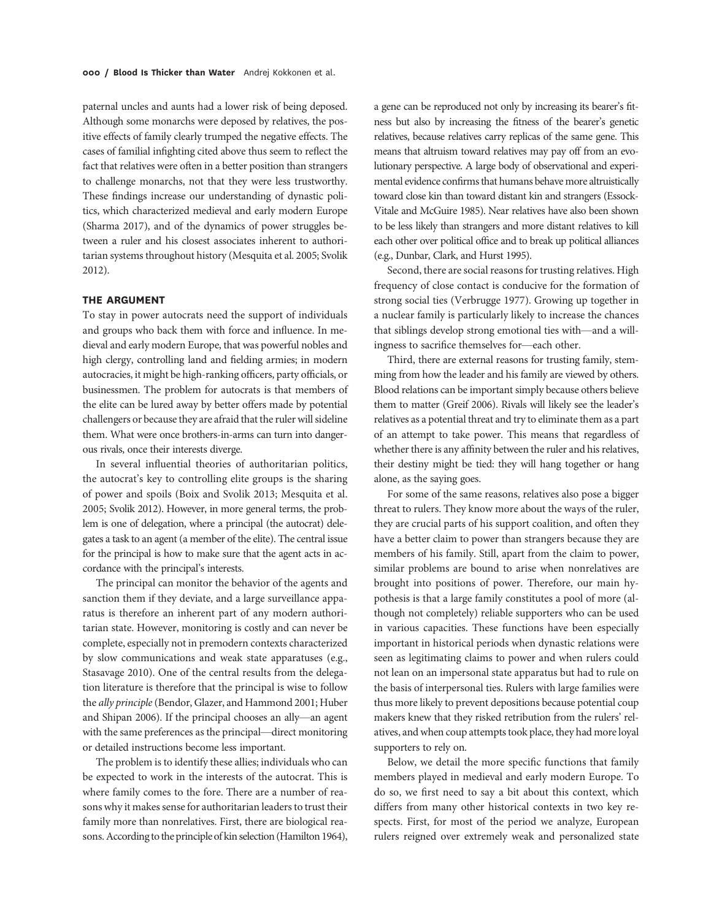paternal uncles and aunts had a lower risk of being deposed. Although some monarchs were deposed by relatives, the positive effects of family clearly trumped the negative effects. The cases of familial infighting cited above thus seem to reflect the fact that relatives were often in a better position than strangers to challenge monarchs, not that they were less trustworthy. These findings increase our understanding of dynastic politics, which characterized medieval and early modern Europe (Sharma 2017), and of the dynamics of power struggles between a ruler and his closest associates inherent to authoritarian systems throughout history (Mesquita et al. 2005; Svolik 2012).

## THE ARGUMENT

To stay in power autocrats need the support of individuals and groups who back them with force and influence. In medieval and early modern Europe, that was powerful nobles and high clergy, controlling land and fielding armies; in modern autocracies, it might be high-ranking officers, party officials, or businessmen. The problem for autocrats is that members of the elite can be lured away by better offers made by potential challengers or because they are afraid that the ruler will sideline them. What were once brothers-in-arms can turn into dangerous rivals, once their interests diverge.

In several influential theories of authoritarian politics, the autocrat's key to controlling elite groups is the sharing of power and spoils (Boix and Svolik 2013; Mesquita et al. 2005; Svolik 2012). However, in more general terms, the problem is one of delegation, where a principal (the autocrat) delegates a task to an agent (a member of the elite). The central issue for the principal is how to make sure that the agent acts in accordance with the principal's interests.

The principal can monitor the behavior of the agents and sanction them if they deviate, and a large surveillance apparatus is therefore an inherent part of any modern authoritarian state. However, monitoring is costly and can never be complete, especially not in premodern contexts characterized by slow communications and weak state apparatuses (e.g., Stasavage 2010). One of the central results from the delegation literature is therefore that the principal is wise to follow the *ally principle* (Bendor, Glazer, and Hammond 2001; Huber and Shipan 2006). If the principal chooses an ally—an agent with the same preferences as the principal—direct monitoring or detailed instructions become less important.

The problem is to identify these allies; individuals who can be expected to work in the interests of the autocrat. This is where family comes to the fore. There are a number of reasons why it makes sense for authoritarian leaders to trust their family more than nonrelatives. First, there are biological reasons. According to the principle of kin selection (Hamilton 1964), a gene can be reproduced not only by increasing its bearer's fitness but also by increasing the fitness of the bearer's genetic relatives, because relatives carry replicas of the same gene. This means that altruism toward relatives may pay off from an evolutionary perspective. A large body of observational and experimental evidence confirms that humans behave more altruistically toward close kin than toward distant kin and strangers (Essock-Vitale and McGuire 1985). Near relatives have also been shown to be less likely than strangers and more distant relatives to kill each other over political office and to break up political alliances (e.g., Dunbar, Clark, and Hurst 1995).

Second, there are social reasons for trusting relatives. High frequency of close contact is conducive for the formation of strong social ties (Verbrugge 1977). Growing up together in a nuclear family is particularly likely to increase the chances that siblings develop strong emotional ties with—and a willingness to sacrifice themselves for—each other.

Third, there are external reasons for trusting family, stemming from how the leader and his family are viewed by others. Blood relations can be important simply because others believe them to matter (Greif 2006). Rivals will likely see the leader's relatives as a potential threat and try to eliminate them as a part of an attempt to take power. This means that regardless of whether there is any affinity between the ruler and his relatives, their destiny might be tied: they will hang together or hang alone, as the saying goes.

For some of the same reasons, relatives also pose a bigger threat to rulers. They know more about the ways of the ruler, they are crucial parts of his support coalition, and often they have a better claim to power than strangers because they are members of his family. Still, apart from the claim to power, similar problems are bound to arise when nonrelatives are brought into positions of power. Therefore, our main hypothesis is that a large family constitutes a pool of more (although not completely) reliable supporters who can be used in various capacities. These functions have been especially important in historical periods when dynastic relations were seen as legitimating claims to power and when rulers could not lean on an impersonal state apparatus but had to rule on the basis of interpersonal ties. Rulers with large families were thus more likely to prevent depositions because potential coup makers knew that they risked retribution from the rulers' relatives, and when coup attempts took place, they had more loyal supporters to rely on.

Below, we detail the more specific functions that family members played in medieval and early modern Europe. To do so, we first need to say a bit about this context, which differs from many other historical contexts in two key respects. First, for most of the period we analyze, European rulers reigned over extremely weak and personalized state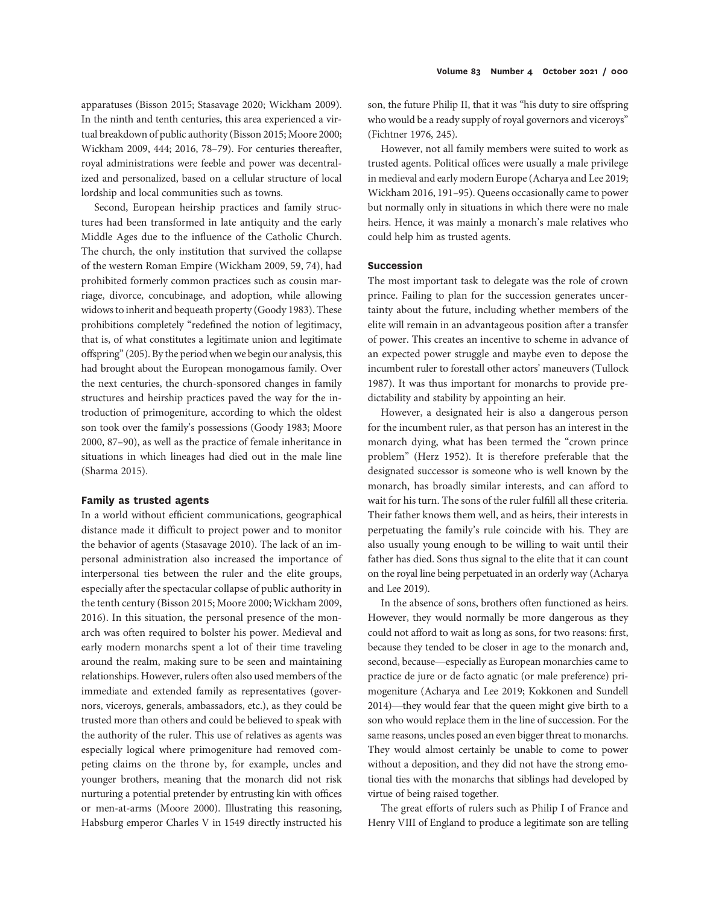apparatuses (Bisson 2015; Stasavage 2020; Wickham 2009). In the ninth and tenth centuries, this area experienced a virtual breakdown of public authority (Bisson 2015; Moore 2000; Wickham 2009, 444; 2016, 78–79). For centuries thereafter, royal administrations were feeble and power was decentralized and personalized, based on a cellular structure of local lordship and local communities such as towns.

Second, European heirship practices and family structures had been transformed in late antiquity and the early Middle Ages due to the influence of the Catholic Church. The church, the only institution that survived the collapse of the western Roman Empire (Wickham 2009, 59, 74), had prohibited formerly common practices such as cousin marriage, divorce, concubinage, and adoption, while allowing widows to inherit and bequeath property (Goody 1983). These prohibitions completely "redefined the notion of legitimacy, that is, of what constitutes a legitimate union and legitimate offspring" (205). By the period when we begin our analysis, this had brought about the European monogamous family. Over the next centuries, the church-sponsored changes in family structures and heirship practices paved the way for the introduction of primogeniture, according to which the oldest son took over the family's possessions (Goody 1983; Moore 2000, 87–90), as well as the practice of female inheritance in situations in which lineages had died out in the male line (Sharma 2015).

### Family as trusted agents

In a world without efficient communications, geographical distance made it difficult to project power and to monitor the behavior of agents (Stasavage 2010). The lack of an impersonal administration also increased the importance of interpersonal ties between the ruler and the elite groups, especially after the spectacular collapse of public authority in the tenth century (Bisson 2015; Moore 2000; Wickham 2009, 2016). In this situation, the personal presence of the monarch was often required to bolster his power. Medieval and early modern monarchs spent a lot of their time traveling around the realm, making sure to be seen and maintaining relationships. However, rulers often also used members of the immediate and extended family as representatives (governors, viceroys, generals, ambassadors, etc.), as they could be trusted more than others and could be believed to speak with the authority of the ruler. This use of relatives as agents was especially logical where primogeniture had removed competing claims on the throne by, for example, uncles and younger brothers, meaning that the monarch did not risk nurturing a potential pretender by entrusting kin with offices or men-at-arms (Moore 2000). Illustrating this reasoning, Habsburg emperor Charles V in 1549 directly instructed his son, the future Philip II, that it was "his duty to sire offspring who would be a ready supply of royal governors and viceroys" (Fichtner 1976, 245).

However, not all family members were suited to work as trusted agents. Political offices were usually a male privilege in medieval and early modern Europe (Acharya and Lee 2019; Wickham 2016, 191–95). Queens occasionally came to power but normally only in situations in which there were no male heirs. Hence, it was mainly a monarch's male relatives who could help him as trusted agents.

### Succession

The most important task to delegate was the role of crown prince. Failing to plan for the succession generates uncertainty about the future, including whether members of the elite will remain in an advantageous position after a transfer of power. This creates an incentive to scheme in advance of an expected power struggle and maybe even to depose the incumbent ruler to forestall other actors' maneuvers (Tullock 1987). It was thus important for monarchs to provide predictability and stability by appointing an heir.

However, a designated heir is also a dangerous person for the incumbent ruler, as that person has an interest in the monarch dying, what has been termed the "crown prince problem" (Herz 1952). It is therefore preferable that the designated successor is someone who is well known by the monarch, has broadly similar interests, and can afford to wait for his turn. The sons of the ruler fulfill all these criteria. Their father knows them well, and as heirs, their interests in perpetuating the family's rule coincide with his. They are also usually young enough to be willing to wait until their father has died. Sons thus signal to the elite that it can count on the royal line being perpetuated in an orderly way (Acharya and Lee 2019).

In the absence of sons, brothers often functioned as heirs. However, they would normally be more dangerous as they could not afford to wait as long as sons, for two reasons: first, because they tended to be closer in age to the monarch and, second, because—especially as European monarchies came to practice de jure or de facto agnatic (or male preference) primogeniture (Acharya and Lee 2019; Kokkonen and Sundell 2014)—they would fear that the queen might give birth to a son who would replace them in the line of succession. For the same reasons, uncles posed an even bigger threat to monarchs. They would almost certainly be unable to come to power without a deposition, and they did not have the strong emotional ties with the monarchs that siblings had developed by virtue of being raised together.

The great efforts of rulers such as Philip I of France and Henry VIII of England to produce a legitimate son are telling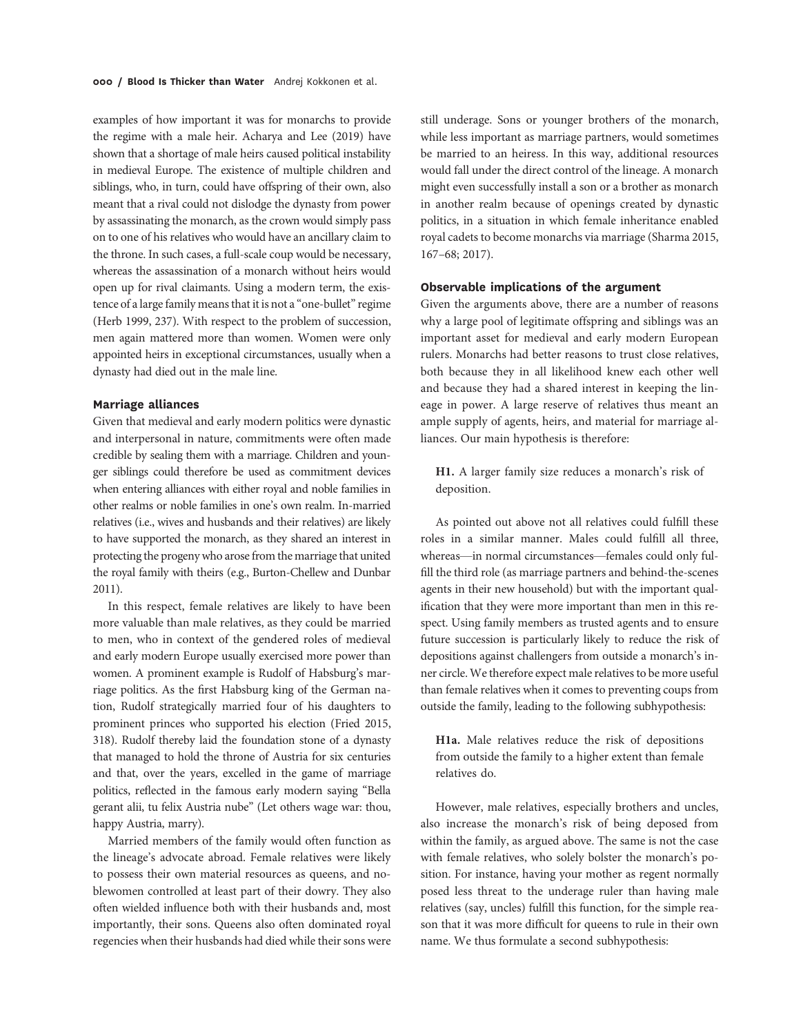examples of how important it was for monarchs to provide the regime with a male heir. Acharya and Lee (2019) have shown that a shortage of male heirs caused political instability in medieval Europe. The existence of multiple children and siblings, who, in turn, could have offspring of their own, also meant that a rival could not dislodge the dynasty from power by assassinating the monarch, as the crown would simply pass on to one of his relatives who would have an ancillary claim to the throne. In such cases, a full-scale coup would be necessary, whereas the assassination of a monarch without heirs would open up for rival claimants. Using a modern term, the existence of a large family means that it is not a "one-bullet" regime (Herb 1999, 237). With respect to the problem of succession, men again mattered more than women. Women were only appointed heirs in exceptional circumstances, usually when a dynasty had died out in the male line.

### Marriage alliances

Given that medieval and early modern politics were dynastic and interpersonal in nature, commitments were often made credible by sealing them with a marriage. Children and younger siblings could therefore be used as commitment devices when entering alliances with either royal and noble families in other realms or noble families in one's own realm. In-married relatives (i.e., wives and husbands and their relatives) are likely to have supported the monarch, as they shared an interest in protecting the progeny who arose from the marriage that united the royal family with theirs (e.g., Burton-Chellew and Dunbar 2011).

In this respect, female relatives are likely to have been more valuable than male relatives, as they could be married to men, who in context of the gendered roles of medieval and early modern Europe usually exercised more power than women. A prominent example is Rudolf of Habsburg's marriage politics. As the first Habsburg king of the German nation, Rudolf strategically married four of his daughters to prominent princes who supported his election (Fried 2015, 318). Rudolf thereby laid the foundation stone of a dynasty that managed to hold the throne of Austria for six centuries and that, over the years, excelled in the game of marriage politics, reflected in the famous early modern saying "Bella gerant alii, tu felix Austria nube" (Let others wage war: thou, happy Austria, marry).

Married members of the family would often function as the lineage's advocate abroad. Female relatives were likely to possess their own material resources as queens, and noblewomen controlled at least part of their dowry. They also often wielded influence both with their husbands and, most importantly, their sons. Queens also often dominated royal regencies when their husbands had died while their sons were still underage. Sons or younger brothers of the monarch, while less important as marriage partners, would sometimes be married to an heiress. In this way, additional resources would fall under the direct control of the lineage. A monarch might even successfully install a son or a brother as monarch in another realm because of openings created by dynastic politics, in a situation in which female inheritance enabled royal cadets to become monarchs via marriage (Sharma 2015, 167–68; 2017).

### Observable implications of the argument

Given the arguments above, there are a number of reasons why a large pool of legitimate offspring and siblings was an important asset for medieval and early modern European rulers. Monarchs had better reasons to trust close relatives, both because they in all likelihood knew each other well and because they had a shared interest in keeping the lineage in power. A large reserve of relatives thus meant an ample supply of agents, heirs, and material for marriage alliances. Our main hypothesis is therefore:

> **H1.** A larger family size reduces a monarch's risk of deposition.

As pointed out above not all relatives could fulfill these roles in a similar manner. Males could fulfill all three, whereas—in normal circumstances—females could only fulfill the third role (as marriage partners and behind-the-scenes agents in their new household) but with the important qualification that they were more important than men in this respect. Using family members as trusted agents and to ensure future succession is particularly likely to reduce the risk of depositions against challengers from outside a monarch's inner circle. We therefore expect male relatives to be more useful than female relatives when it comes to preventing coups from outside the family, leading to the following subhypothesis:

> **H1a.** Male relatives reduce the risk of depositions from outside the family to a higher extent than female relatives do.

However, male relatives, especially brothers and uncles, also increase the monarch's risk of being deposed from within the family, as argued above. The same is not the case with female relatives, who solely bolster the monarch's position. For instance, having your mother as regent normally posed less threat to the underage ruler than having male relatives (say, uncles) fulfill this function, for the simple reason that it was more difficult for queens to rule in their own name. We thus formulate a second subhypothesis: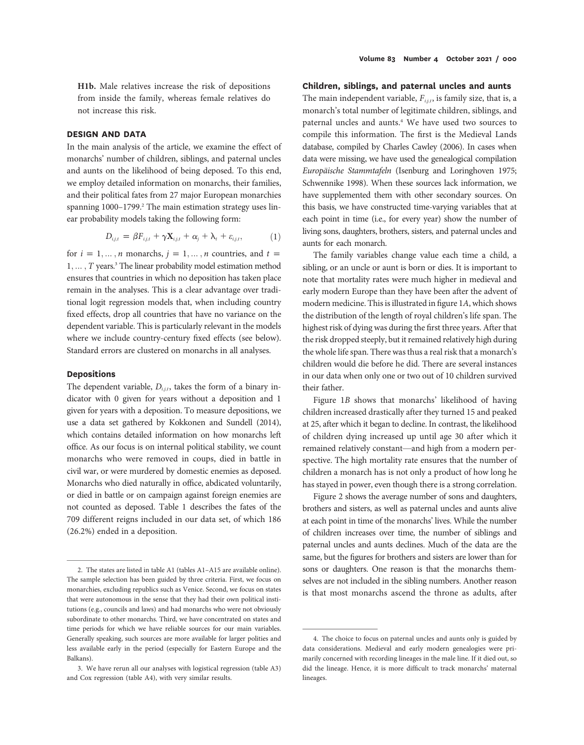**H1b.** Male relatives increase the risk of depositions from inside the family, whereas female relatives do not increase this risk.

## DESIGN AND DATA

In the main analysis of the article, we examine the effect of monarchs' number of children, siblings, and paternal uncles and aunts on the likelihood of being deposed. To this end, we employ detailed information on monarchs, their families, and their political fates from 27 major European monarchies spanning 1000–1799.[2] The main estimation strategy uses linear probability models taking the following form:

$$D_{i,j,t} = \beta F_{i,j,t} + \gamma \mathbf{X}_{i,j,t} + \alpha_j + \lambda_t + \varepsilon_{i,j,t}, \quad (1)$$

for $i = 1, \ldots, n$ monarchs, $j = 1, \ldots, n$ countries, and $t = 1, \ldots, T$ years.[3] The linear probability model estimation method ensures that countries in which no deposition has taken place remain in the analyses. This is a clear advantage over traditional logit regression models that, when including country fixed effects, drop all countries that have no variance on the dependent variable. This is particularly relevant in the models where we include country-century fixed effects (see below). Standard errors are clustered on monarchs in all analyses.

### Depositions

The dependent variable, $D_{i,j,t}$, takes the form of a binary indicator with 0 given for years without a deposition and 1 given for years with a deposition. To measure depositions, we use a data set gathered by Kokkonen and Sundell (2014), which contains detailed information on how monarchs left office. As our focus is on internal political stability, we count monarchs who were removed in coups, died in battle in civil war, or were murdered by domestic enemies as deposed. Monarchs who died naturally in office, abdicated voluntarily, or died in battle or on campaign against foreign enemies are not counted as deposed. Table 1 describes the fates of the 709 different reigns included in our data set, of which 186 (26.2%) ended in a deposition.

### Children, siblings, and paternal uncles and aunts

The main independent variable, $F_{i,j,t}$, is family size, that is, a monarch's total number of legitimate children, siblings, and paternal uncles and aunts.[4] We have used two sources to compile this information. The first is the Medieval Lands database, compiled by Charles Cawley (2006). In cases when data were missing, we have used the genealogical compilation *Europäische Stammtafeln* (Isenburg and Loringhoven 1975; Schwennike 1998). When these sources lack information, we have supplemented them with other secondary sources. On this basis, we have constructed time-varying variables that at each point in time (i.e., for every year) show the number of living sons, daughters, brothers, sisters, and paternal uncles and aunts for each monarch.

The family variables change value each time a child, a sibling, or an uncle or aunt is born or dies. It is important to note that mortality rates were much higher in medieval and early modern Europe than they have been after the advent of modern medicine. This is illustrated in figure 1*A*, which shows the distribution of the length of royal children's life span. The highest risk of dying was during the first three years. After that the risk dropped steeply, but it remained relatively high during the whole life span. There was thus a real risk that a monarch's children would die before he did. There are several instances in our data when only one or two out of 10 children survived their father.

Figure 1*B* shows that monarchs' likelihood of having children increased drastically after they turned 15 and peaked at 25, after which it began to decline. In contrast, the likelihood of children dying increased up until age 30 after which it remained relatively constant—and high from a modern perspective. The high mortality rate ensures that the number of children a monarch has is not only a product of how long he has stayed in power, even though there is a strong correlation.

Figure 2 shows the average number of sons and daughters, brothers and sisters, as well as paternal uncles and aunts alive at each point in time of the monarchs' lives. While the number of children increases over time, the number of siblings and paternal uncles and aunts declines. Much of the data are the same, but the figures for brothers and sisters are lower than for sons or daughters. One reason is that the monarchs themselves are not included in the sibling numbers. Another reason is that most monarchs ascend the throne as adults, after

---

2. The states are listed in table A1 (tables A1–A15 are available online). The sample selection has been guided by three criteria. First, we focus on monarchies, excluding republics such as Venice. Second, we focus on states that were autonomous in the sense that they had their own political institutions (e.g., councils and laws) and had monarchs who were not obviously subordinate to other monarchs. Third, we have concentrated on states and time periods for which we have reliable sources for our main variables. Generally speaking, such sources are more available for larger polities and less available early in the period (especially for Eastern Europe and the Balkans).

3. We have rerun all our analyses with logistical regression (table A3) and Cox regression (table A4), with very similar results.

4. The choice to focus on paternal uncles and aunts only is guided by data considerations. Medieval and early modern genealogies were primarily concerned with recording lineages in the male line. If it died out, so did the lineage. Hence, it is more difficult to track monarchs' maternal lineages.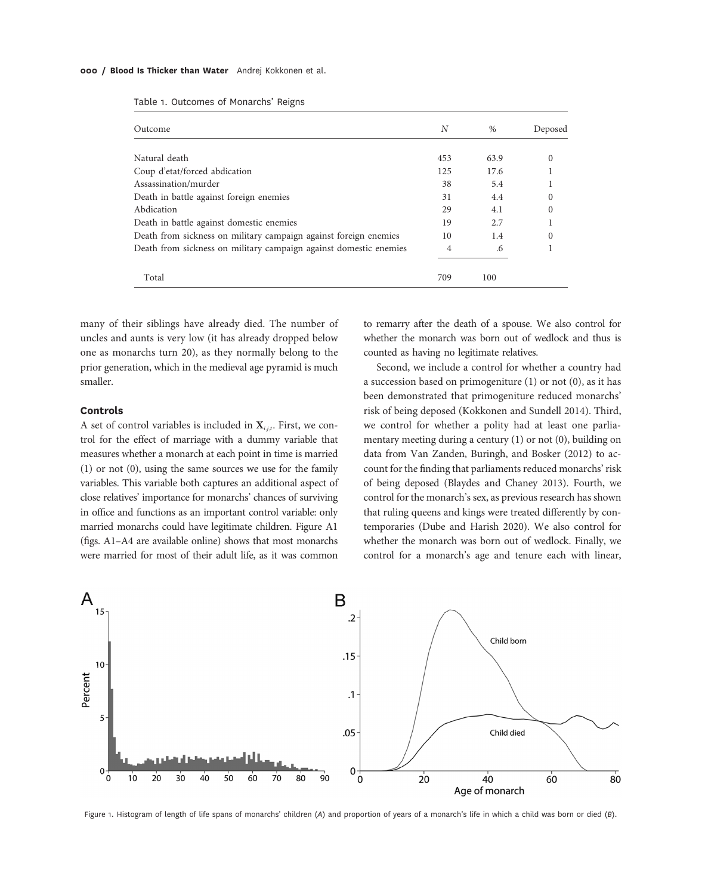Table 1. Outcomes of Monarchs' Reigns

| Outcome | N | % | Deposed |
|---|---|---|---|
| Natural death | 453 | 63.9 | 0 |
| Coup d'etat/forced abdication | 125 | 17.6 | 1 |
| Assassination/murder | 38 | 5.4 | 1 |
| Death in battle against foreign enemies | 31 | 4.4 | 0 |
| Abdication | 29 | 4.1 | 0 |
| Death in battle against domestic enemies | 19 | 2.7 | 1 |
| Death from sickness on military campaign against foreign enemies | 10 | 1.4 | 0 |
| Death from sickness on military campaign against domestic enemies | 4 | .6 | 1 |
| Total | 709 | 100 | |

many of their siblings have already died. The number of uncles and aunts is very low (it has already dropped below one as monarchs turn 20), as they normally belong to the prior generation, which in the medieval age pyramid is much smaller.

### Controls

A set of control variables is included in $\mathbf{X}_{i,j,t}$. First, we control for the effect of marriage with a dummy variable that measures whether a monarch at each point in time is married (1) or not (0), using the same sources we use for the family variables. This variable both captures an additional aspect of close relatives' importance for monarchs' chances of surviving in office and functions as an important control variable: only married monarchs could have legitimate children. Figure A1 (figs. A1–A4 are available online) shows that most monarchs were married for most of their adult life, as it was common to remarry after the death of a spouse. We also control for whether the monarch was born out of wedlock and thus is counted as having no legitimate relatives.

Second, we include a control for whether a country had a succession based on primogeniture (1) or not (0), as it has been demonstrated that primogeniture reduced monarchs' risk of being deposed (Kokkonen and Sundell 2014). Third, we control for whether a polity had at least one parliamentary meeting during a century (1) or not (0), building on data from Van Zanden, Buringh, and Bosker (2012) to account for the finding that parliaments reduced monarchs' risk of being deposed (Blaydes and Chaney 2013). Fourth, we control for the monarch's sex, as previous research has shown that ruling queens and kings were treated differently by contemporaries (Dube and Harish 2020). We also control for whether the monarch was born out of wedlock. Finally, we control for a monarch's age and tenure each with linear,

Figure 1. Histogram of length of life spans of monarchs' children (*A*) and proportion of years of a monarch's life in which a child was born or died (*B*).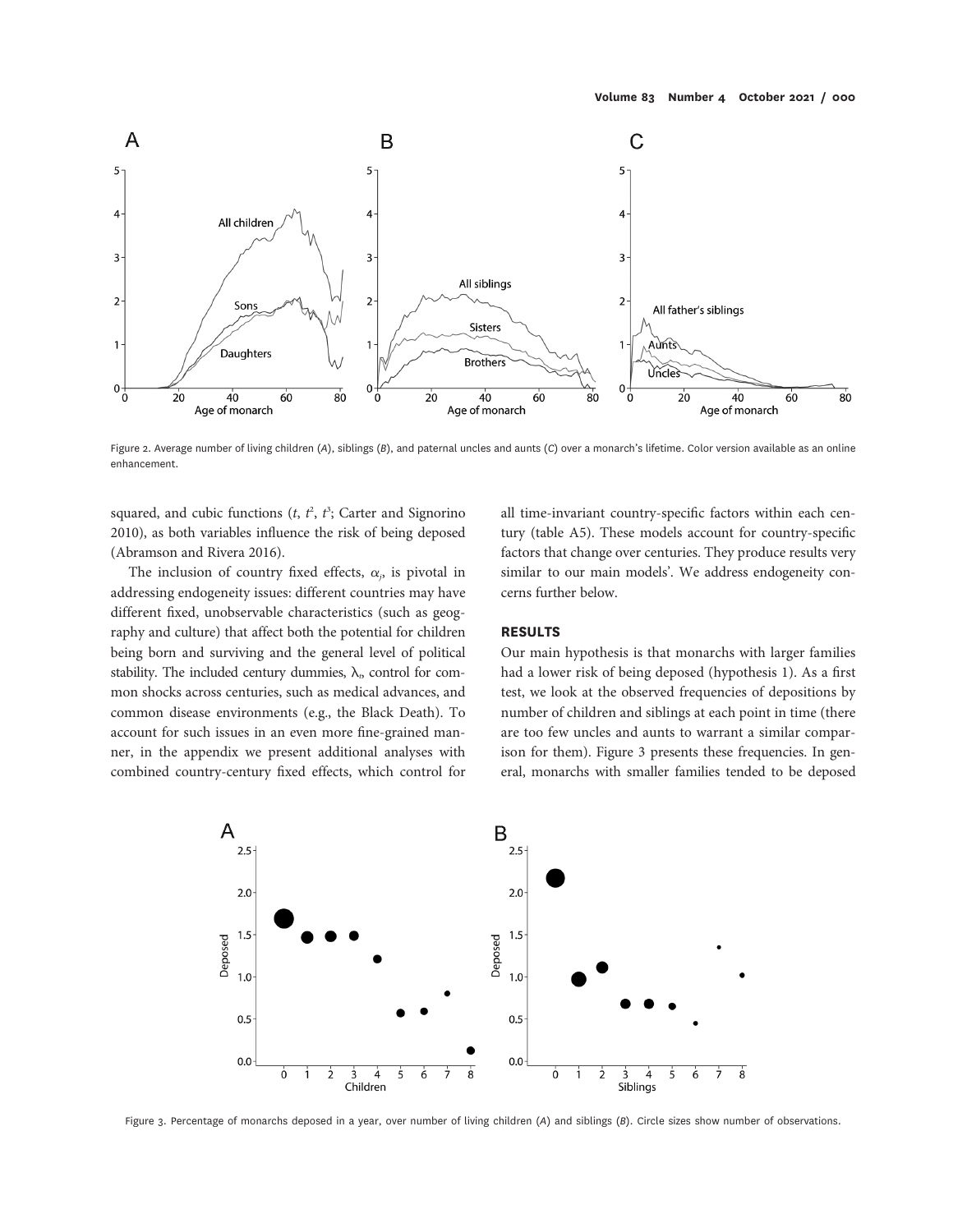Figure 2. Average number of living children (*A*), siblings (*B*), and paternal uncles and aunts (*C*) over a monarch's lifetime. Color version available as an online enhancement.

squared, and cubic functions ($t$, $t^2$, $t^3$; Carter and Signorino 2010), as both variables influence the risk of being deposed (Abramson and Rivera 2016).

The inclusion of country fixed effects, $\alpha_j$, is pivotal in addressing endogeneity issues: different countries may have different fixed, unobservable characteristics (such as geography and culture) that affect both the potential for children being born and surviving and the general level of political stability. The included century dummies, $\lambda_t$, control for common shocks across centuries, such as medical advances, and common disease environments (e.g., the Black Death). To account for such issues in an even more fine-grained manner, in the appendix we present additional analyses with combined country-century fixed effects, which control for all time-invariant country-specific factors within each century (table A5). These models account for country-specific factors that change over centuries. They produce results very similar to our main models'. We address endogeneity concerns further below.

## RESULTS

Our main hypothesis is that monarchs with larger families had a lower risk of being deposed (hypothesis 1). As a first test, we look at the observed frequencies of depositions by number of children and siblings at each point in time (there are too few uncles and aunts to warrant a similar comparison for them). Figure 3 presents these frequencies. In general, monarchs with smaller families tended to be deposed

Figure 3. Percentage of monarchs deposed in a year, over number of living children (*A*) and siblings (*B*). Circle sizes show number of observations.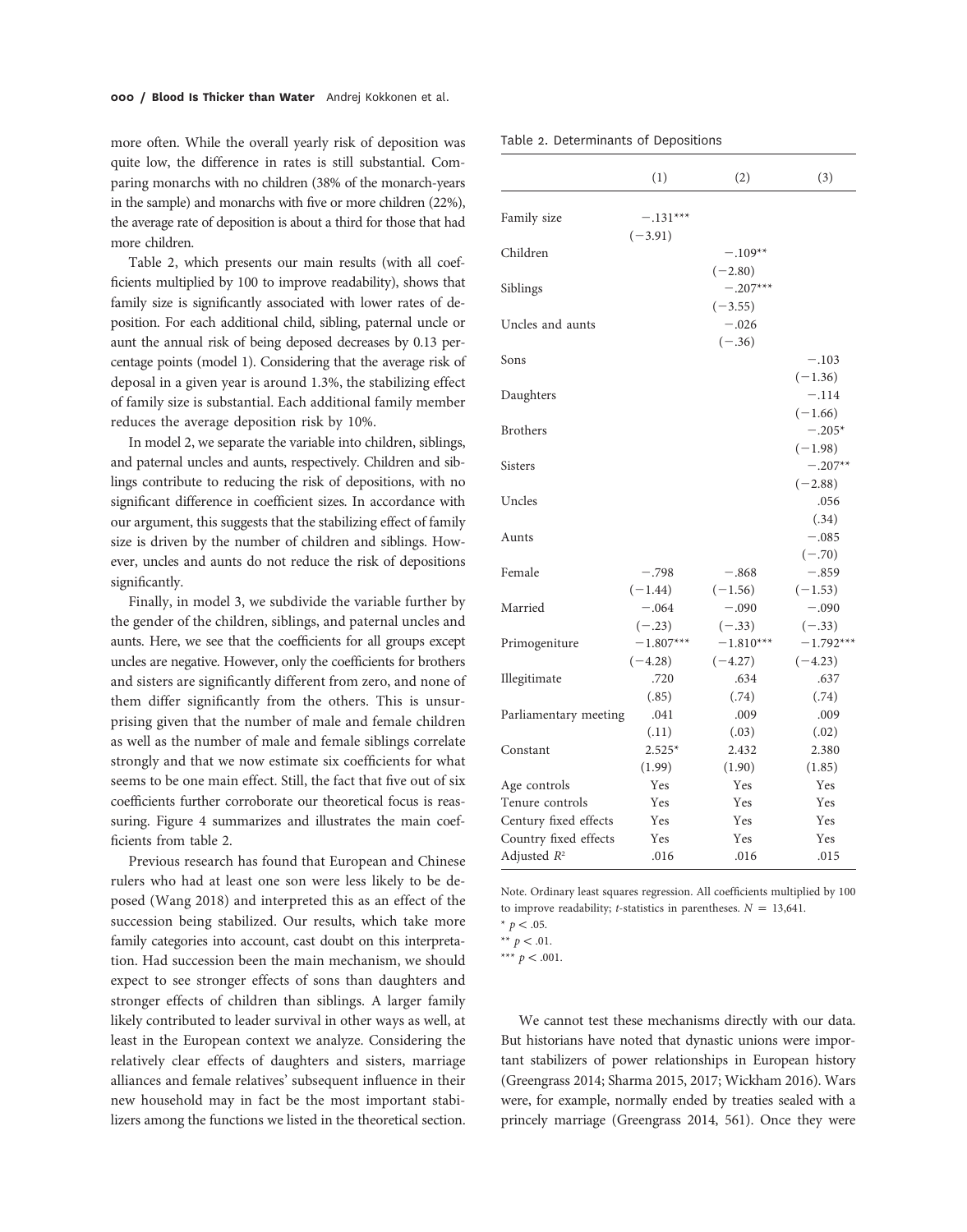more often. While the overall yearly risk of deposition was quite low, the difference in rates is still substantial. Comparing monarchs with no children (38% of the monarch-years in the sample) and monarchs with five or more children (22%), the average rate of deposition is about a third for those that had more children.

Table 2, which presents our main results (with all coefficients multiplied by 100 to improve readability), shows that family size is significantly associated with lower rates of deposition. For each additional child, sibling, paternal uncle or aunt the annual risk of being deposed decreases by 0.13 percentage points (model 1). Considering that the average risk of deposal in a given year is around 1.3%, the stabilizing effect of family size is substantial. Each additional family member reduces the average deposition risk by 10%.

In model 2, we separate the variable into children, siblings, and paternal uncles and aunts, respectively. Children and siblings contribute to reducing the risk of depositions, with no significant difference in coefficient sizes. In accordance with our argument, this suggests that the stabilizing effect of family size is driven by the number of children and siblings. However, uncles and aunts do not reduce the risk of depositions significantly.

Finally, in model 3, we subdivide the variable further by the gender of the children, siblings, and paternal uncles and aunts. Here, we see that the coefficients for all groups except uncles are negative. However, only the coefficients for brothers and sisters are significantly different from zero, and none of them differ significantly from the others. This is unsurprising given that the number of male and female children as well as the number of male and female siblings correlate strongly and that we now estimate six coefficients for what seems to be one main effect. Still, the fact that five out of six coefficients further corroborate our theoretical focus is reassuring. Figure 4 summarizes and illustrates the main coefficients from table 2.

Previous research has found that European and Chinese rulers who had at least one son were less likely to be deposed (Wang 2018) and interpreted this as an effect of the succession being stabilized. Our results, which take more family categories into account, cast doubt on this interpretation. Had succession been the main mechanism, we should expect to see stronger effects of sons than daughters and stronger effects of children than siblings. A larger family likely contributed to leader survival in other ways as well, at least in the European context we analyze. Considering the relatively clear effects of daughters and sisters, marriage alliances and female relatives' subsequent influence in their new household may in fact be the most important stabilizers among the functions we listed in the theoretical section.

Table 2. Determinants of Depositions

| | (1) | (2) | (3) |
|---|---|---|---|
| Family size | −.131*** | | |
| | (−3.91) | | |
| Children | | −.109** | |
| | | (−2.80) | |
| Siblings | | −.207*** | |
| | | (−3.55) | |
| Uncles and aunts | | −.026 | |
| | | (−.36) | |
| Sons | | | −.103 |
| | | | (−1.36) |
| Daughters | | | −.114 |
| | | | (−1.66) |
| Brothers | | | −.205* |
| | | | (−1.98) |
| Sisters | | | −.207** |
| | | | (−2.88) |
| Uncles | | | .056 |
| | | | (.34) |
| Aunts | | | −.085 |
| | | | (−.70) |
| Female | −.798 | −.868 | −.859 |
| | (−1.44) | (−1.56) | (−1.53) |
| Married | −.064 | −.090 | −.090 |
| | (−.23) | (−.33) | (−.33) |
| Primogeniture | −1.807*** | −1.810*** | −1.792*** |
| | (−4.28) | (−4.27) | (−4.23) |
| Illegitimate | .720 | .634 | .637 |
| | (.85) | (.74) | (.74) |
| Parliamentary meeting | .041 | .009 | .009 |
| | (.11) | (.03) | (.02) |
| Constant | 2.525* | 2.432 | 2.380 |
| | (1.99) | (1.90) | (1.85) |
| Age controls | Yes | Yes | Yes |
| Tenure controls | Yes | Yes | Yes |
| Century fixed effects | Yes | Yes | Yes |
| Country fixed effects | Yes | Yes | Yes |
| Adjusted $R^2$ | .016 | .016 | .015 |

Note. Ordinary least squares regression. All coefficients multiplied by 100 to improve readability; *t*-statistics in parentheses. $N = 13{,}641$.
\* $p < .05$.
\*\* $p < .01$.
\*\*\* $p < .001$.

We cannot test these mechanisms directly with our data. But historians have noted that dynastic unions were important stabilizers of power relationships in European history (Greengrass 2014; Sharma 2015, 2017; Wickham 2016). Wars were, for example, normally ended by treaties sealed with a princely marriage (Greengrass 2014, 561). Once they were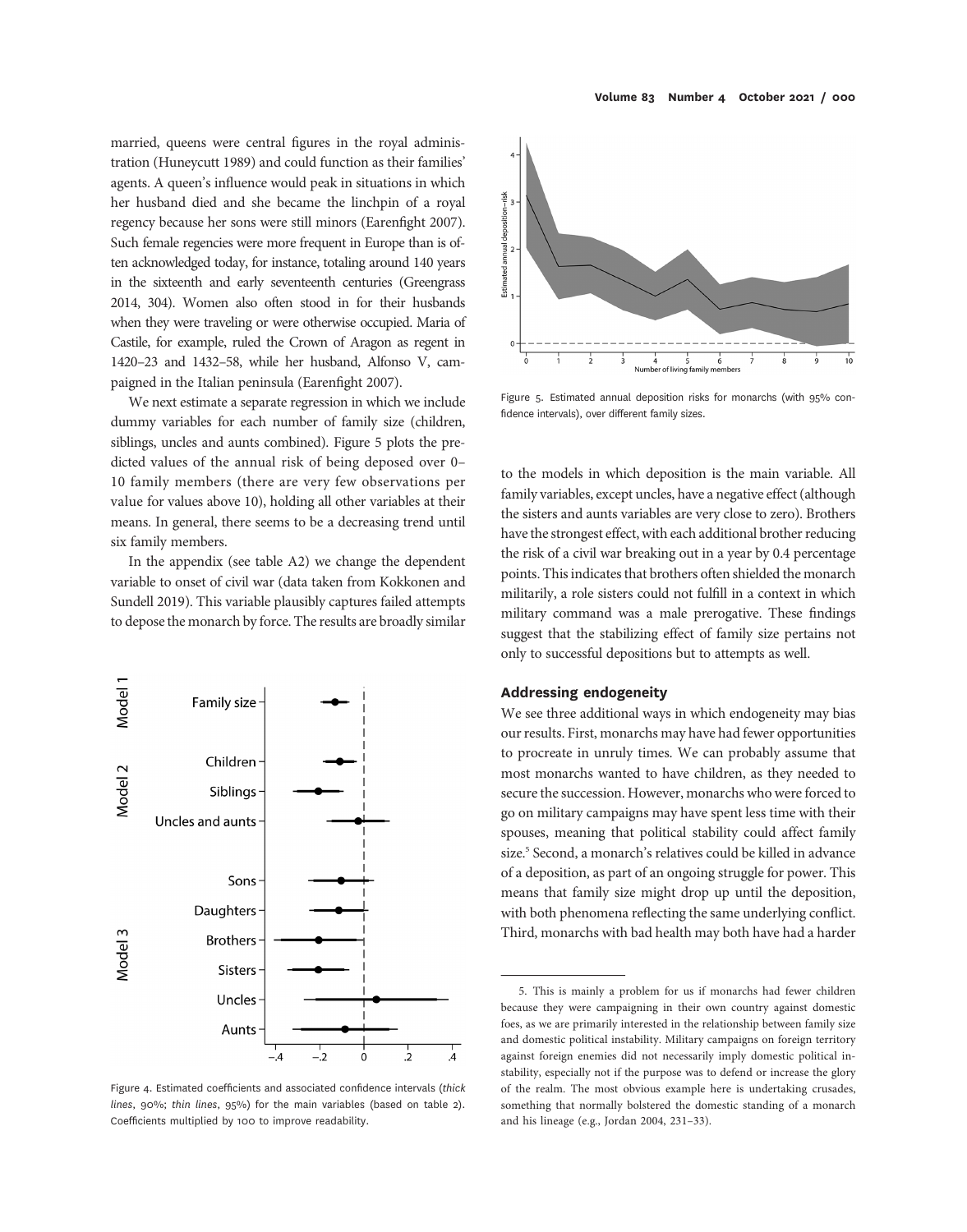married, queens were central figures in the royal administration (Huneycutt 1989) and could function as their families' agents. A queen's influence would peak in situations in which her husband died and she became the linchpin of a royal regency because her sons were still minors (Earenfight 2007). Such female regencies were more frequent in Europe than is often acknowledged today, for instance, totaling around 140 years in the sixteenth and early seventeenth centuries (Greengrass 2014, 304). Women also often stood in for their husbands when they were traveling or were otherwise occupied. Maria of Castile, for example, ruled the Crown of Aragon as regent in 1420–23 and 1432–58, while her husband, Alfonso V, campaigned in the Italian peninsula (Earenfight 2007).

We next estimate a separate regression in which we include dummy variables for each number of family size (children, siblings, uncles and aunts combined). Figure 5 plots the predicted values of the annual risk of being deposed over 0–10 family members (there are very few observations per value for values above 10), holding all other variables at their means. In general, there seems to be a decreasing trend until six family members.

In the appendix (see table A2) we change the dependent variable to onset of civil war (data taken from Kokkonen and Sundell 2019). This variable plausibly captures failed attempts to depose the monarch by force. The results are broadly similar to the models in which deposition is the main variable. All family variables, except uncles, have a negative effect (although the sisters and aunts variables are very close to zero). Brothers have the strongest effect, with each additional brother reducing the risk of a civil war breaking out in a year by 0.4 percentage points. This indicates that brothers often shielded the monarch militarily, a role sisters could not fulfill in a context in which military command was a male prerogative. These findings suggest that the stabilizing effect of family size pertains not only to successful depositions but to attempts as well.

Figure 4. Estimated coefficients and associated confidence intervals (*thick lines*, 90%; *thin lines*, 95%) for the main variables (based on table 2). Coefficients multiplied by 100 to improve readability.

Figure 5. Estimated annual deposition risks for monarchs (with 95% confidence intervals), over different family sizes.

## Addressing endogeneity

We see three additional ways in which endogeneity may bias our results. First, monarchs may have had fewer opportunities to procreate in unruly times. We can probably assume that most monarchs wanted to have children, as they needed to secure the succession. However, monarchs who were forced to go on military campaigns may have spent less time with their spouses, meaning that political stability could affect family size.[5] Second, a monarch's relatives could be killed in advance of a deposition, as part of an ongoing struggle for power. This means that family size might drop up until the deposition, with both phenomena reflecting the same underlying conflict. Third, monarchs with bad health may both have had a harder

5. This is mainly a problem for us if monarchs had fewer children because they were campaigning in their own country against domestic foes, as we are primarily interested in the relationship between family size and domestic political instability. Military campaigns on foreign territory against foreign enemies did not necessarily imply domestic political instability, especially not if the purpose was to defend or increase the glory of the realm. The most obvious example here is undertaking crusades, something that normally bolstered the domestic standing of a monarch and his lineage (e.g., Jordan 2004, 231–33).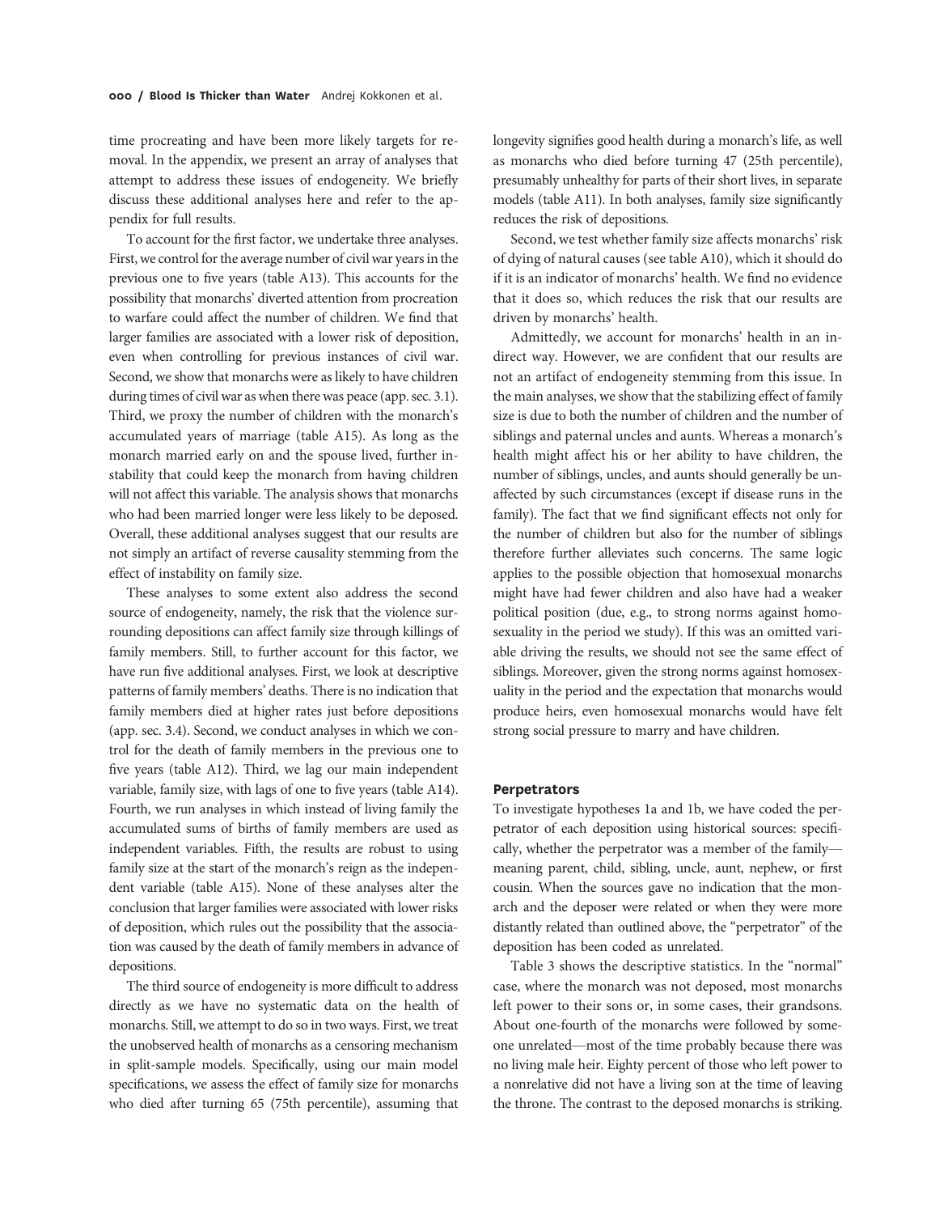time procreating and have been more likely targets for removal. In the appendix, we present an array of analyses that attempt to address these issues of endogeneity. We briefly discuss these additional analyses here and refer to the appendix for full results.

To account for the first factor, we undertake three analyses. First, we control for the average number of civil war years in the previous one to five years (table A13). This accounts for the possibility that monarchs' diverted attention from procreation to warfare could affect the number of children. We find that larger families are associated with a lower risk of deposition, even when controlling for previous instances of civil war. Second, we show that monarchs were as likely to have children during times of civil war as when there was peace (app. sec. 3.1). Third, we proxy the number of children with the monarch's accumulated years of marriage (table A15). As long as the monarch married early on and the spouse lived, further instability that could keep the monarch from having children will not affect this variable. The analysis shows that monarchs who had been married longer were less likely to be deposed. Overall, these additional analyses suggest that our results are not simply an artifact of reverse causality stemming from the effect of instability on family size.

These analyses to some extent also address the second source of endogeneity, namely, the risk that the violence surrounding depositions can affect family size through killings of family members. Still, to further account for this factor, we have run five additional analyses. First, we look at descriptive patterns of family members' deaths. There is no indication that family members died at higher rates just before depositions (app. sec. 3.4). Second, we conduct analyses in which we control for the death of family members in the previous one to five years (table A12). Third, we lag our main independent variable, family size, with lags of one to five years (table A14). Fourth, we run analyses in which instead of living family the accumulated sums of births of family members are used as independent variables. Fifth, the results are robust to using family size at the start of the monarch's reign as the independent variable (table A15). None of these analyses alter the conclusion that larger families were associated with lower risks of deposition, which rules out the possibility that the association was caused by the death of family members in advance of depositions.

The third source of endogeneity is more difficult to address directly as we have no systematic data on the health of monarchs. Still, we attempt to do so in two ways. First, we treat the unobserved health of monarchs as a censoring mechanism in split-sample models. Specifically, using our main model specifications, we assess the effect of family size for monarchs who died after turning 65 (75th percentile), assuming that longevity signifies good health during a monarch's life, as well as monarchs who died before turning 47 (25th percentile), presumably unhealthy for parts of their short lives, in separate models (table A11). In both analyses, family size significantly reduces the risk of depositions.

Second, we test whether family size affects monarchs' risk of dying of natural causes (see table A10), which it should do if it is an indicator of monarchs' health. We find no evidence that it does so, which reduces the risk that our results are driven by monarchs' health.

Admittedly, we account for monarchs' health in an indirect way. However, we are confident that our results are not an artifact of endogeneity stemming from this issue. In the main analyses, we show that the stabilizing effect of family size is due to both the number of children and the number of siblings and paternal uncles and aunts. Whereas a monarch's health might affect his or her ability to have children, the number of siblings, uncles, and aunts should generally be unaffected by such circumstances (except if disease runs in the family). The fact that we find significant effects not only for the number of children but also for the number of siblings therefore further alleviates such concerns. The same logic applies to the possible objection that homosexual monarchs might have had fewer children and also have had a weaker political position (due, e.g., to strong norms against homosexuality in the period we study). If this was an omitted variable driving the results, we should not see the same effect of siblings. Moreover, given the strong norms against homosexuality in the period and the expectation that monarchs would produce heirs, even homosexual monarchs would have felt strong social pressure to marry and have children.

### Perpetrators

To investigate hypotheses 1a and 1b, we have coded the perpetrator of each deposition using historical sources: specifically, whether the perpetrator was a member of the family—meaning parent, child, sibling, uncle, aunt, nephew, or first cousin. When the sources gave no indication that the monarch and the deposer were related or when they were more distantly related than outlined above, the "perpetrator" of the deposition has been coded as unrelated.

Table 3 shows the descriptive statistics. In the "normal" case, where the monarch was not deposed, most monarchs left power to their sons or, in some cases, their grandsons. About one-fourth of the monarchs were followed by someone unrelated—most of the time probably because there was no living male heir. Eighty percent of those who left power to a nonrelative did not have a living son at the time of leaving the throne. The contrast to the deposed monarchs is striking.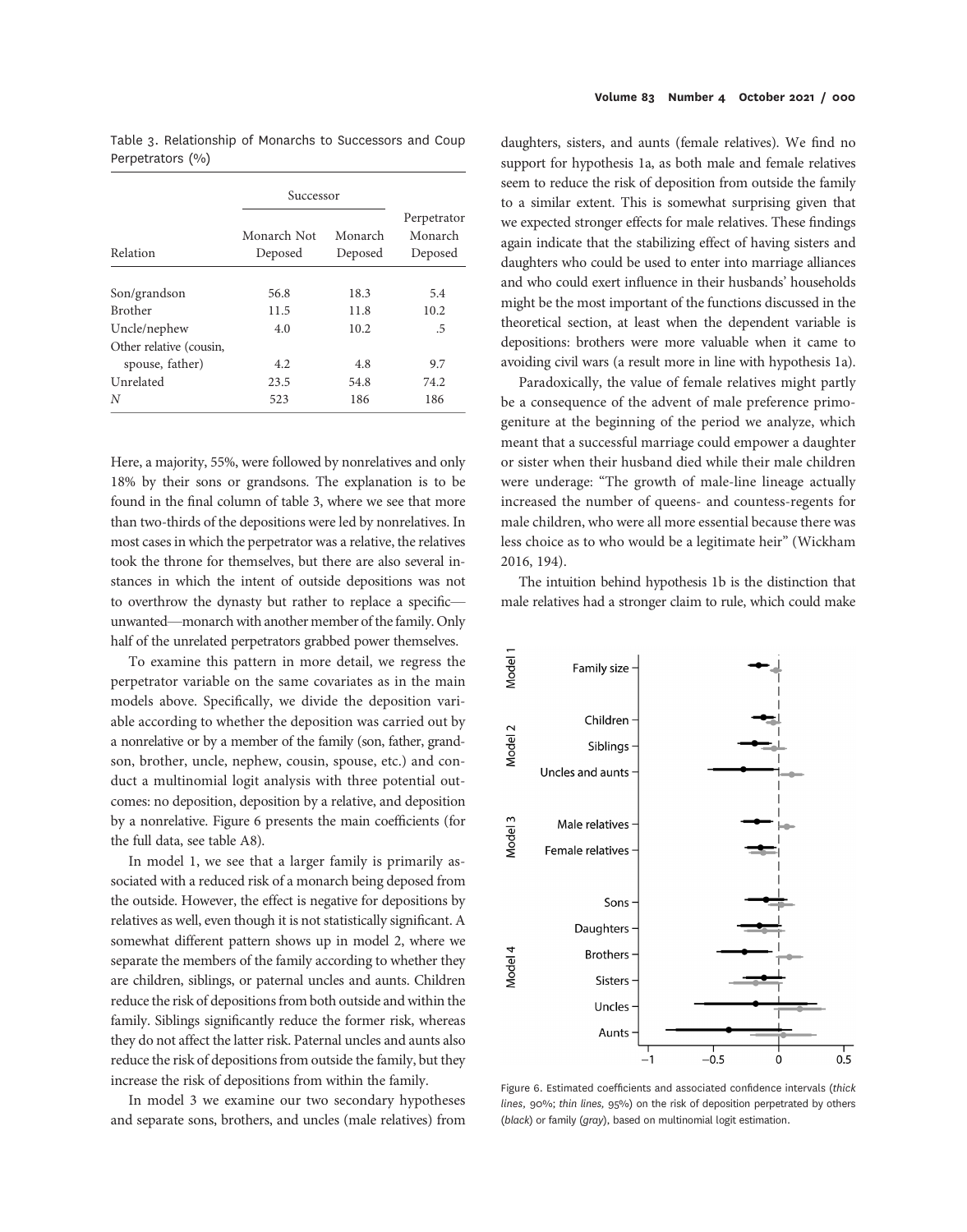Table 3. Relationship of Monarchs to Successors and Coup Perpetrators (%)

| Relation | Successor: Monarch Not Deposed | Successor: Monarch Deposed | Perpetrator Monarch Deposed |
|---|---|---|---|
| Son/grandson | 56.8 | 18.3 | 5.4 |
| Brother | 11.5 | 11.8 | 10.2 |
| Uncle/nephew | 4.0 | 10.2 | .5 |
| Other relative (cousin, spouse, father) | 4.2 | 4.8 | 9.7 |
| Unrelated | 23.5 | 54.8 | 74.2 |
| *N* | 523 | 186 | 186 |

Here, a majority, 55%, were followed by nonrelatives and only 18% by their sons or grandsons. The explanation is to be found in the final column of table 3, where we see that more than two-thirds of the depositions were led by nonrelatives. In most cases in which the perpetrator was a relative, the relatives took the throne for themselves, but there are also several instances in which the intent of outside depositions was not to overthrow the dynasty but rather to replace a specific—unwanted—monarch with another member of the family. Only half of the unrelated perpetrators grabbed power themselves.

To examine this pattern in more detail, we regress the perpetrator variable on the same covariates as in the main models above. Specifically, we divide the deposition variable according to whether the deposition was carried out by a nonrelative or by a member of the family (son, father, grandson, brother, uncle, nephew, cousin, spouse, etc.) and conduct a multinomial logit analysis with three potential outcomes: no deposition, deposition by a relative, and deposition by a nonrelative. Figure 6 presents the main coefficients (for the full data, see table A8).

In model 1, we see that a larger family is primarily associated with a reduced risk of a monarch being deposed from the outside. However, the effect is negative for depositions by relatives as well, even though it is not statistically significant. A somewhat different pattern shows up in model 2, where we separate the members of the family according to whether they are children, siblings, or paternal uncles and aunts. Children reduce the risk of depositions from both outside and within the family. Siblings significantly reduce the former risk, whereas they do not affect the latter risk. Paternal uncles and aunts also reduce the risk of depositions from outside the family, but they increase the risk of depositions from within the family.

In model 3 we examine our two secondary hypotheses and separate sons, brothers, and uncles (male relatives) from daughters, sisters, and aunts (female relatives). We find no support for hypothesis 1a, as both male and female relatives seem to reduce the risk of deposition from outside the family to a similar extent. This is somewhat surprising given that we expected stronger effects for male relatives. These findings again indicate that the stabilizing effect of having sisters and daughters who could be used to enter into marriage alliances and who could exert influence in their husbands' households might be the most important of the functions discussed in the theoretical section, at least when the dependent variable is depositions: brothers were more valuable when it came to avoiding civil wars (a result more in line with hypothesis 1a).

Paradoxically, the value of female relatives might partly be a consequence of the advent of male preference primogeniture at the beginning of the period we analyze, which meant that a successful marriage could empower a daughter or sister when their husband died while their male children were underage: "The growth of male-line lineage actually increased the number of queens- and countess-regents for male children, who were all more essential because there was less choice as to who would be a legitimate heir" (Wickham 2016, 194).

The intuition behind hypothesis 1b is the distinction that male relatives had a stronger claim to rule, which could make

Figure 6. Estimated coefficients and associated confidence intervals (*thick lines*, 90%; *thin lines*, 95%) on the risk of deposition perpetrated by others (*black*) or family (*gray*), based on multinomial logit estimation.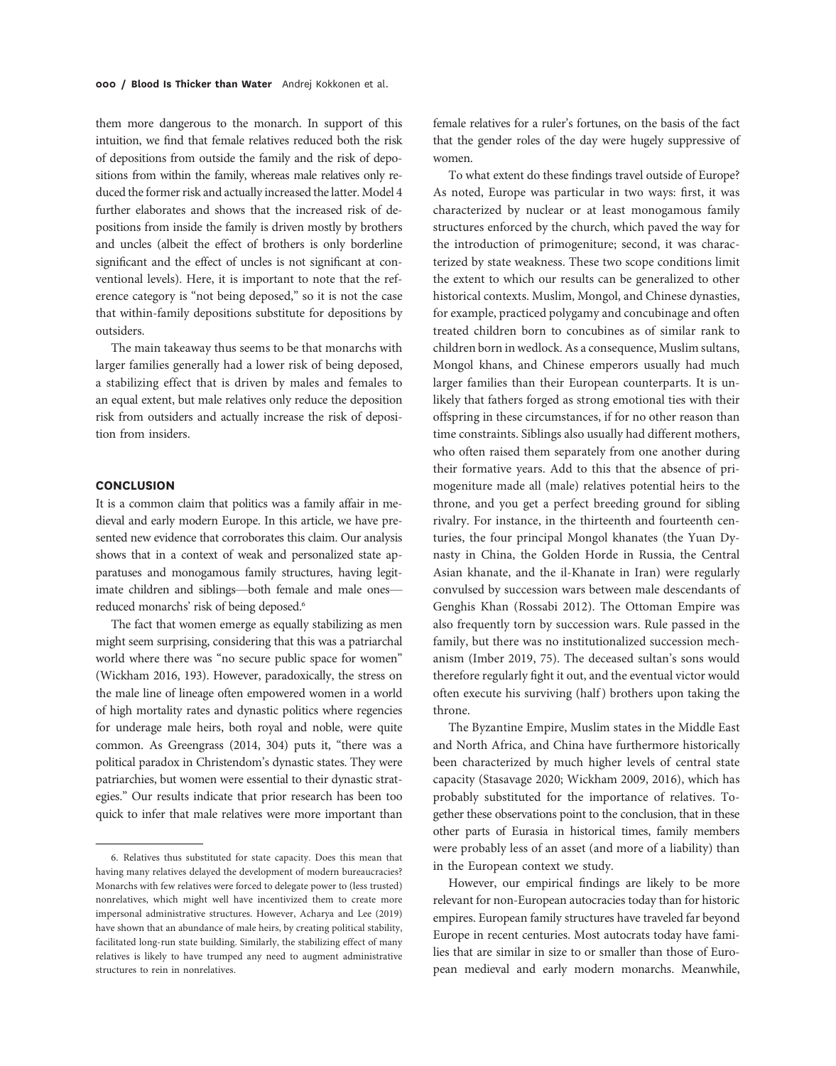them more dangerous to the monarch. In support of this intuition, we find that female relatives reduced both the risk of depositions from outside the family and the risk of depositions from within the family, whereas male relatives only reduced the former risk and actually increased the latter. Model 4 further elaborates and shows that the increased risk of depositions from inside the family is driven mostly by brothers and uncles (albeit the effect of brothers is only borderline significant and the effect of uncles is not significant at conventional levels). Here, it is important to note that the reference category is "not being deposed," so it is not the case that within-family depositions substitute for depositions by outsiders.

The main takeaway thus seems to be that monarchs with larger families generally had a lower risk of being deposed, a stabilizing effect that is driven by males and females to an equal extent, but male relatives only reduce the deposition risk from outsiders and actually increase the risk of deposition from insiders.

## CONCLUSION

It is a common claim that politics was a family affair in medieval and early modern Europe. In this article, we have presented new evidence that corroborates this claim. Our analysis shows that in a context of weak and personalized state apparatuses and monogamous family structures, having legitimate children and siblings—both female and male ones—reduced monarchs' risk of being deposed.[6]

The fact that women emerge as equally stabilizing as men might seem surprising, considering that this was a patriarchal world where there was "no secure public space for women" (Wickham 2016, 193). However, paradoxically, the stress on the male line of lineage often empowered women in a world of high mortality rates and dynastic politics where regencies for underage male heirs, both royal and noble, were quite common. As Greengrass (2014, 304) puts it, "there was a political paradox in Christendom's dynastic states. They were patriarchies, but women were essential to their dynastic strategies." Our results indicate that prior research has been too quick to infer that male relatives were more important than female relatives for a ruler's fortunes, on the basis of the fact that the gender roles of the day were hugely suppressive of women.

To what extent do these findings travel outside of Europe? As noted, Europe was particular in two ways: first, it was characterized by nuclear or at least monogamous family structures enforced by the church, which paved the way for the introduction of primogeniture; second, it was characterized by state weakness. These two scope conditions limit the extent to which our results can be generalized to other historical contexts. Muslim, Mongol, and Chinese dynasties, for example, practiced polygamy and concubinage and often treated children born to concubines as of similar rank to children born in wedlock. As a consequence, Muslim sultans, Mongol khans, and Chinese emperors usually had much larger families than their European counterparts. It is unlikely that fathers forged as strong emotional ties with their offspring in these circumstances, if for no other reason than time constraints. Siblings also usually had different mothers, who often raised them separately from one another during their formative years. Add to this that the absence of primogeniture made all (male) relatives potential heirs to the throne, and you get a perfect breeding ground for sibling rivalry. For instance, in the thirteenth and fourteenth centuries, the four principal Mongol khanates (the Yuan Dynasty in China, the Golden Horde in Russia, the Central Asian khanate, and the il-Khanate in Iran) were regularly convulsed by succession wars between male descendants of Genghis Khan (Rossabi 2012). The Ottoman Empire was also frequently torn by succession wars. Rule passed in the family, but there was no institutionalized succession mechanism (Imber 2019, 75). The deceased sultan's sons would therefore regularly fight it out, and the eventual victor would often execute his surviving (half) brothers upon taking the throne.

The Byzantine Empire, Muslim states in the Middle East and North Africa, and China have furthermore historically been characterized by much higher levels of central state capacity (Stasavage 2020; Wickham 2009, 2016), which has probably substituted for the importance of relatives. Together these observations point to the conclusion, that in these other parts of Eurasia in historical times, family members were probably less of an asset (and more of a liability) than in the European context we study.

However, our empirical findings are likely to be more relevant for non-European autocracies today than for historic empires. European family structures have traveled far beyond Europe in recent centuries. Most autocrats today have families that are similar in size to or smaller than those of European medieval and early modern monarchs. Meanwhile,

---

6. Relatives thus substituted for state capacity. Does this mean that having many relatives delayed the development of modern bureaucracies? Monarchs with few relatives were forced to delegate power to (less trusted) nonrelatives, which might well have incentivized them to create more impersonal administrative structures. However, Acharya and Lee (2019) have shown that an abundance of male heirs, by creating political stability, facilitated long-run state building. Similarly, the stabilizing effect of many relatives is likely to have trumped any need to augment administrative structures to rein in nonrelatives.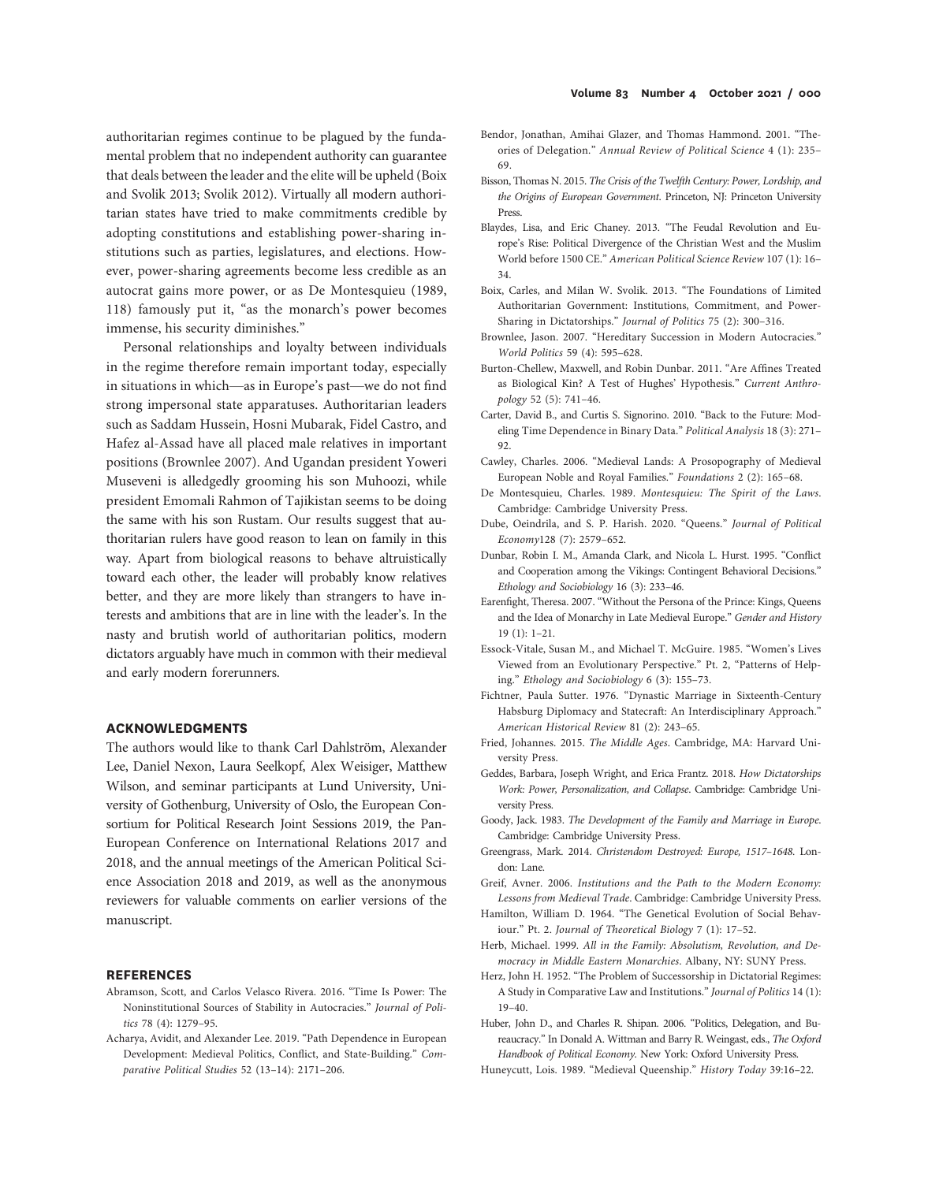authoritarian regimes continue to be plagued by the fundamental problem that no independent authority can guarantee that deals between the leader and the elite will be upheld (Boix and Svolik 2013; Svolik 2012). Virtually all modern authoritarian states have tried to make commitments credible by adopting constitutions and establishing power-sharing institutions such as parties, legislatures, and elections. However, power-sharing agreements become less credible as an autocrat gains more power, or as De Montesquieu (1989, 118) famously put it, "as the monarch's power becomes immense, his security diminishes."

Personal relationships and loyalty between individuals in the regime therefore remain important today, especially in situations in which—as in Europe's past—we do not find strong impersonal state apparatuses. Authoritarian leaders such as Saddam Hussein, Hosni Mubarak, Fidel Castro, and Hafez al-Assad have all placed male relatives in important positions (Brownlee 2007). And Ugandan president Yoweri Museveni is alledgedly grooming his son Muhoozi, while president Emomali Rahmon of Tajikistan seems to be doing the same with his son Rustam. Our results suggest that authoritarian rulers have good reason to lean on family in this way. Apart from biological reasons to behave altruistically toward each other, the leader will probably know relatives better, and they are more likely than strangers to have interests and ambitions that are in line with the leader's. In the nasty and brutish world of authoritarian politics, modern dictators arguably have much in common with their medieval and early modern forerunners.

## ACKNOWLEDGMENTS

The authors would like to thank Carl Dahlström, Alexander Lee, Daniel Nexon, Laura Seelkopf, Alex Weisiger, Matthew Wilson, and seminar participants at Lund University, University of Gothenburg, University of Oslo, the European Consortium for Political Research Joint Sessions 2019, the Pan-European Conference on International Relations 2017 and 2018, and the annual meetings of the American Political Science Association 2018 and 2019, as well as the anonymous reviewers for valuable comments on earlier versions of the manuscript.

## REFERENCES

Abramson, Scott, and Carlos Velasco Rivera. 2016. "Time Is Power: The Noninstitutional Sources of Stability in Autocracies." *Journal of Politics* 78 (4): 1279–95.

Acharya, Avidit, and Alexander Lee. 2019. "Path Dependence in European Development: Medieval Politics, Conflict, and State-Building." *Comparative Political Studies* 52 (13–14): 2171–206.

Bendor, Jonathan, Amihai Glazer, and Thomas Hammond. 2001. "Theories of Delegation." *Annual Review of Political Science* 4 (1): 235–69.

Bisson, Thomas N. 2015. *The Crisis of the Twelfth Century: Power, Lordship, and the Origins of European Government*. Princeton, NJ: Princeton University Press.

Blaydes, Lisa, and Eric Chaney. 2013. "The Feudal Revolution and Europe's Rise: Political Divergence of the Christian West and the Muslim World before 1500 CE." *American Political Science Review* 107 (1): 16–34.

Boix, Carles, and Milan W. Svolik. 2013. "The Foundations of Limited Authoritarian Government: Institutions, Commitment, and Power-Sharing in Dictatorships." *Journal of Politics* 75 (2): 300–316.

Brownlee, Jason. 2007. "Hereditary Succession in Modern Autocracies." *World Politics* 59 (4): 595–628.

Burton-Chellew, Maxwell, and Robin Dunbar. 2011. "Are Affines Treated as Biological Kin? A Test of Hughes' Hypothesis." *Current Anthropology* 52 (5): 741–46.

Carter, David B., and Curtis S. Signorino. 2010. "Back to the Future: Modeling Time Dependence in Binary Data." *Political Analysis* 18 (3): 271–92.

Cawley, Charles. 2006. "Medieval Lands: A Prosopography of Medieval European Noble and Royal Families." *Foundations* 2 (2): 165–68.

De Montesquieu, Charles. 1989. *Montesquieu: The Spirit of the Laws*. Cambridge: Cambridge University Press.

Dube, Oeindrila, and S. P. Harish. 2020. "Queens." *Journal of Political Economy*128 (7): 2579–652.

Dunbar, Robin I. M., Amanda Clark, and Nicola L. Hurst. 1995. "Conflict and Cooperation among the Vikings: Contingent Behavioral Decisions." *Ethology and Sociobiology* 16 (3): 233–46.

Earenfight, Theresa. 2007. "Without the Persona of the Prince: Kings, Queens and the Idea of Monarchy in Late Medieval Europe." *Gender and History* 19 (1): 1–21.

Essock-Vitale, Susan M., and Michael T. McGuire. 1985. "Women's Lives Viewed from an Evolutionary Perspective." Pt. 2, "Patterns of Helping." *Ethology and Sociobiology* 6 (3): 155–73.

Fichtner, Paula Sutter. 1976. "Dynastic Marriage in Sixteenth-Century Habsburg Diplomacy and Statecraft: An Interdisciplinary Approach." *American Historical Review* 81 (2): 243–65.

Fried, Johannes. 2015. *The Middle Ages*. Cambridge, MA: Harvard University Press.

Geddes, Barbara, Joseph Wright, and Erica Frantz. 2018. *How Dictatorships Work: Power, Personalization, and Collapse*. Cambridge: Cambridge University Press.

Goody, Jack. 1983. *The Development of the Family and Marriage in Europe*. Cambridge: Cambridge University Press.

Greengrass, Mark. 2014. *Christendom Destroyed: Europe, 1517–1648*. London: Lane.

Greif, Avner. 2006. *Institutions and the Path to the Modern Economy: Lessons from Medieval Trade*. Cambridge: Cambridge University Press.

Hamilton, William D. 1964. "The Genetical Evolution of Social Behaviour." Pt. 2. *Journal of Theoretical Biology* 7 (1): 17–52.

Herb, Michael. 1999. *All in the Family: Absolutism, Revolution, and Democracy in Middle Eastern Monarchies*. Albany, NY: SUNY Press.

Herz, John H. 1952. "The Problem of Successorship in Dictatorial Regimes: A Study in Comparative Law and Institutions." *Journal of Politics* 14 (1): 19–40.

Huber, John D., and Charles R. Shipan. 2006. "Politics, Delegation, and Bureaucracy." In Donald A. Wittman and Barry R. Weingast, eds., *The Oxford Handbook of Political Economy*. New York: Oxford University Press.

Huneycutt, Lois. 1989. "Medieval Queenship." *History Today* 39:16–22.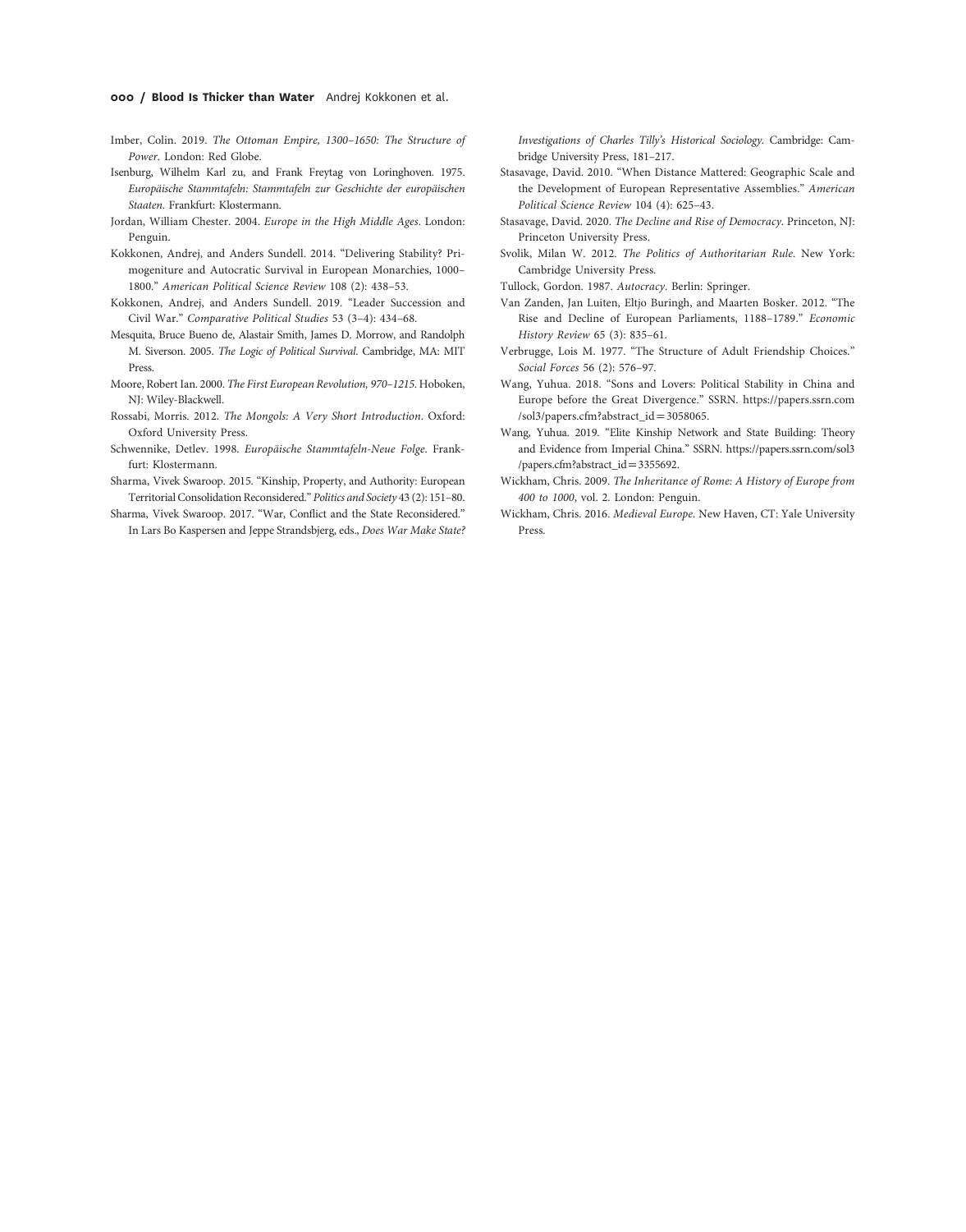Imber, Colin. 2019. *The Ottoman Empire, 1300–1650: The Structure of Power*. London: Red Globe.

Isenburg, Wilhelm Karl zu, and Frank Freytag von Loringhoven. 1975. *Europäische Stammtafeln: Stammtafeln zur Geschichte der europäischen Staaten*. Frankfurt: Klostermann.

Jordan, William Chester. 2004. *Europe in the High Middle Ages*. London: Penguin.

Kokkonen, Andrej, and Anders Sundell. 2014. "Delivering Stability? Primogeniture and Autocratic Survival in European Monarchies, 1000–1800." *American Political Science Review* 108 (2): 438–53.

Kokkonen, Andrej, and Anders Sundell. 2019. "Leader Succession and Civil War." *Comparative Political Studies* 53 (3–4): 434–68.

Mesquita, Bruce Bueno de, Alastair Smith, James D. Morrow, and Randolph M. Siverson. 2005. *The Logic of Political Survival*. Cambridge, MA: MIT Press.

Moore, Robert Ian. 2000. *The First European Revolution, 970–1215*. Hoboken, NJ: Wiley-Blackwell.

Rossabi, Morris. 2012. *The Mongols: A Very Short Introduction*. Oxford: Oxford University Press.

Schwennike, Detlev. 1998. *Europäische Stammtafeln-Neue Folge*. Frankfurt: Klostermann.

Sharma, Vivek Swaroop. 2015. "Kinship, Property, and Authority: European Territorial Consolidation Reconsidered." *Politics and Society* 43 (2): 151–80.

Sharma, Vivek Swaroop. 2017. "War, Conflict and the State Reconsidered." In Lars Bo Kaspersen and Jeppe Strandsbjerg, eds., *Does War Make State? Investigations of Charles Tilly's Historical Sociology*. Cambridge: Cambridge University Press, 181–217.

Stasavage, David. 2010. "When Distance Mattered: Geographic Scale and the Development of European Representative Assemblies." *American Political Science Review* 104 (4): 625–43.

Stasavage, David. 2020. *The Decline and Rise of Democracy*. Princeton, NJ: Princeton University Press.

Svolik, Milan W. 2012. *The Politics of Authoritarian Rule*. New York: Cambridge University Press.

Tullock, Gordon. 1987. *Autocracy*. Berlin: Springer.

Van Zanden, Jan Luiten, Eltjo Buringh, and Maarten Bosker. 2012. "The Rise and Decline of European Parliaments, 1188–1789." *Economic History Review* 65 (3): 835–61.

Verbrugge, Lois M. 1977. "The Structure of Adult Friendship Choices." *Social Forces* 56 (2): 576–97.

Wang, Yuhua. 2018. "Sons and Lovers: Political Stability in China and Europe before the Great Divergence." SSRN. https://papers.ssrn.com/sol3/papers.cfm?abstract_id=3058065.

Wang, Yuhua. 2019. "Elite Kinship Network and State Building: Theory and Evidence from Imperial China." SSRN. https://papers.ssrn.com/sol3/papers.cfm?abstract_id=3355692.

Wickham, Chris. 2009. *The Inheritance of Rome: A History of Europe from 400 to 1000*, vol. 2. London: Penguin.

Wickham, Chris. 2016. *Medieval Europe*. New Haven, CT: Yale University Press.